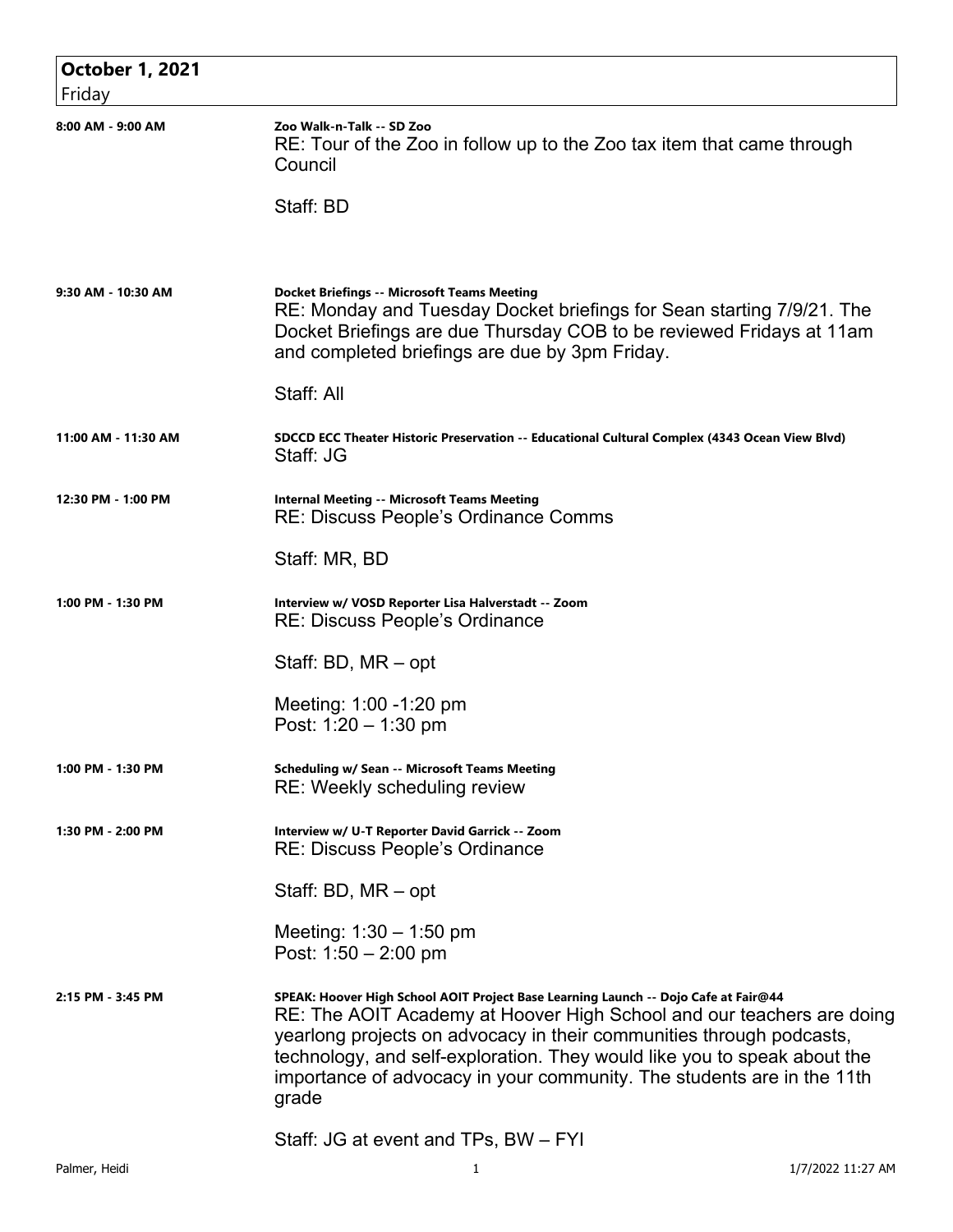## October 1, 2021
Friday

| Time | Details |
|---|---|
| 8:00 AM - 9:00 AM | **Zoo Walk-n-Talk -- SD Zoo**<br>RE: Tour of the Zoo in follow up to the Zoo tax item that came through Council<br><br>Staff: BD |
| 9:30 AM - 10:30 AM | **Docket Briefings -- Microsoft Teams Meeting**<br>RE: Monday and Tuesday Docket briefings for Sean starting 7/9/21. The Docket Briefings are due Thursday COB to be reviewed Fridays at 11am and completed briefings are due by 3pm Friday.<br><br>Staff: All |
| 11:00 AM - 11:30 AM | **SDCCD ECC Theater Historic Preservation -- Educational Cultural Complex (4343 Ocean View Blvd)**<br>Staff: JG |
| 12:30 PM - 1:00 PM | **Internal Meeting -- Microsoft Teams Meeting**<br>RE: Discuss People's Ordinance Comms<br><br>Staff: MR, BD |
| 1:00 PM - 1:30 PM | **Interview w/ VOSD Reporter Lisa Halverstadt -- Zoom**<br>RE: Discuss People's Ordinance<br><br>Staff: BD, MR – opt<br><br>Meeting: 1:00 -1:20 pm<br>Post: 1:20 – 1:30 pm |
| 1:00 PM - 1:30 PM | **Scheduling w/ Sean -- Microsoft Teams Meeting**<br>RE: Weekly scheduling review |
| 1:30 PM - 2:00 PM | **Interview w/ U-T Reporter David Garrick -- Zoom**<br>RE: Discuss People's Ordinance<br><br>Staff: BD, MR – opt<br><br>Meeting: 1:30 – 1:50 pm<br>Post: 1:50 – 2:00 pm |
| 2:15 PM - 3:45 PM | **SPEAK: Hoover High School AOIT Project Base Learning Launch -- Dojo Cafe at Fair@44**<br>RE: The AOIT Academy at Hoover High School and our teachers are doing yearlong projects on advocacy in their communities through podcasts, technology, and self-exploration. They would like you to speak about the importance of advocacy in your community. The students are in the 11th grade<br><br>Staff: JG at event and TPs, BW – FYI |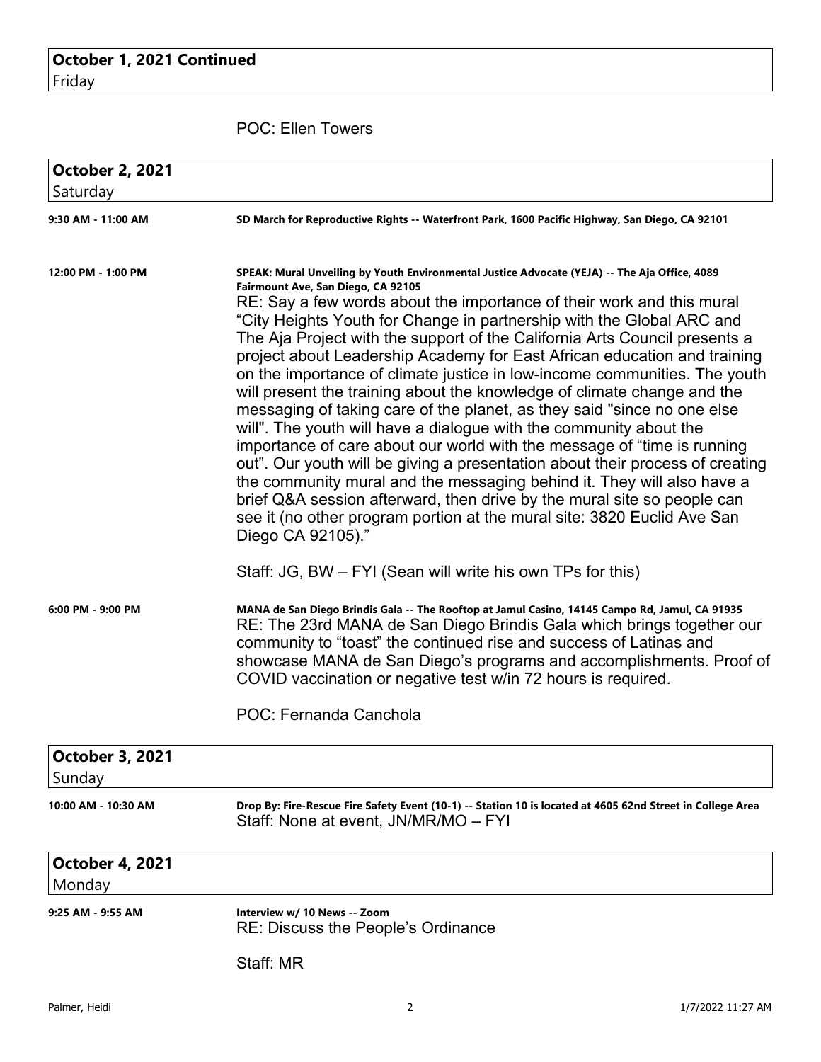**October 1, 2021 Continued**
Friday

POC: Ellen Towers

**October 2, 2021**
Saturday

**9:30 AM - 11:00 AM**

**SD March for Reproductive Rights -- Waterfront Park, 1600 Pacific Highway, San Diego, CA 92101**

**12:00 PM - 1:00 PM**

**SPEAK: Mural Unveiling by Youth Environmental Justice Advocate (YEJA) -- The Aja Office, 4089 Fairmount Ave, San Diego, CA 92105**

RE: Say a few words about the importance of their work and this mural "City Heights Youth for Change in partnership with the Global ARC and The Aja Project with the support of the California Arts Council presents a project about Leadership Academy for East African education and training on the importance of climate justice in low-income communities. The youth will present the training about the knowledge of climate change and the messaging of taking care of the planet, as they said "since no one else will". The youth will have a dialogue with the community about the importance of care about our world with the message of "time is running out". Our youth will be giving a presentation about their process of creating the community mural and the messaging behind it. They will also have a brief Q&A session afterward, then drive by the mural site so people can see it (no other program portion at the mural site: 3820 Euclid Ave San Diego CA 92105)."

Staff: JG, BW – FYI (Sean will write his own TPs for this)

**6:00 PM - 9:00 PM**

**MANA de San Diego Brindis Gala -- The Rooftop at Jamul Casino, 14145 Campo Rd, Jamul, CA 91935**

RE: The 23rd MANA de San Diego Brindis Gala which brings together our community to "toast" the continued rise and success of Latinas and showcase MANA de San Diego's programs and accomplishments. Proof of COVID vaccination or negative test w/in 72 hours is required.

POC: Fernanda Canchola

**October 3, 2021**
Sunday

**10:00 AM - 10:30 AM**

**Drop By: Fire-Rescue Fire Safety Event (10-1) -- Station 10 is located at 4605 62nd Street in College Area**

Staff: None at event, JN/MR/MO – FYI

**October 4, 2021**
Monday

**9:25 AM - 9:55 AM**

**Interview w/ 10 News -- Zoom**

RE: Discuss the People's Ordinance

Staff: MR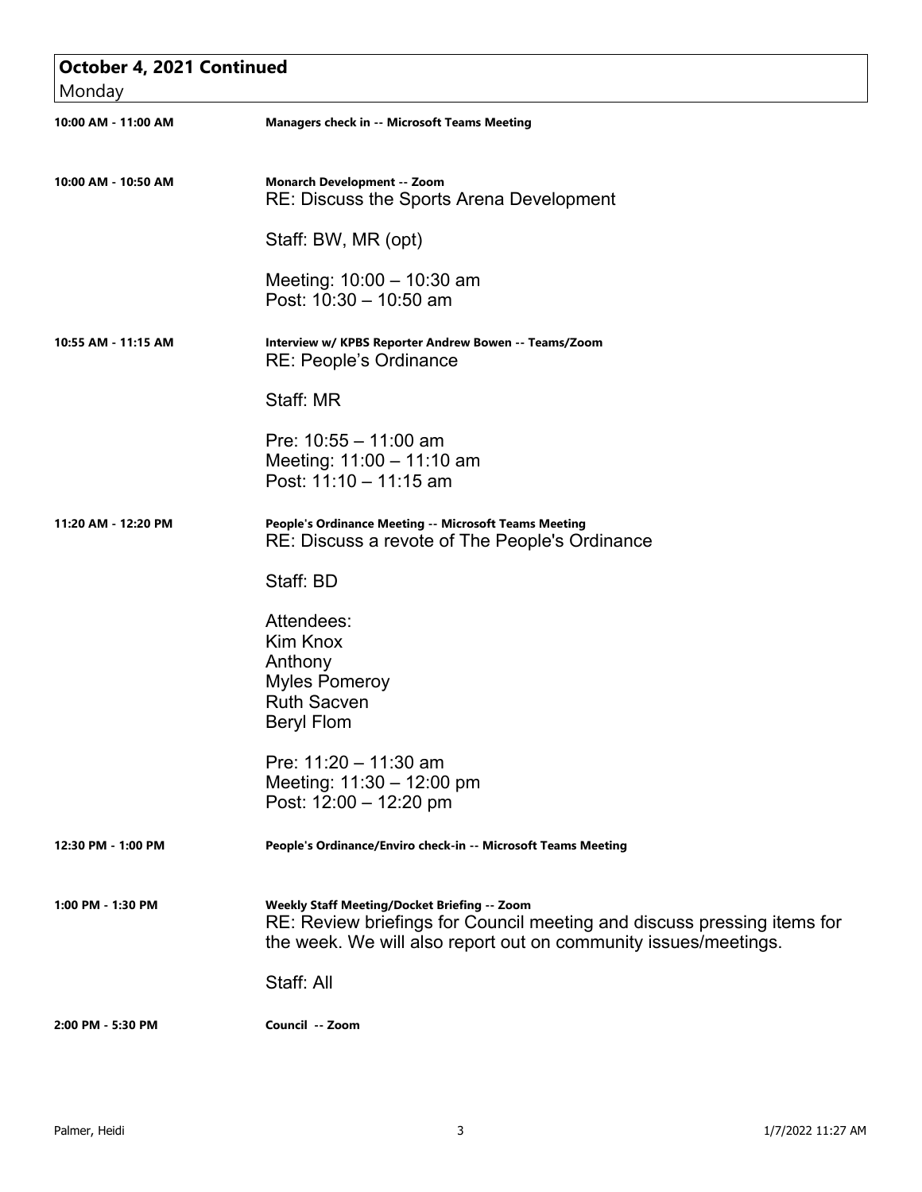## October 4, 2021 Continued

Monday

**10:00 AM - 11:00 AM** — **Managers check in -- Microsoft Teams Meeting**

**10:00 AM - 10:50 AM** — **Monarch Development -- Zoom**

RE: Discuss the Sports Arena Development

Staff: BW, MR (opt)

Meeting: 10:00 – 10:30 am
Post: 10:30 – 10:50 am

**10:55 AM - 11:15 AM** — **Interview w/ KPBS Reporter Andrew Bowen -- Teams/Zoom**

RE: People's Ordinance

Staff: MR

Pre: 10:55 – 11:00 am
Meeting: 11:00 – 11:10 am
Post: 11:10 – 11:15 am

**11:20 AM - 12:20 PM** — **People's Ordinance Meeting -- Microsoft Teams Meeting**

RE: Discuss a revote of The People's Ordinance

Staff: BD

Attendees:
Kim Knox
Anthony
Myles Pomeroy
Ruth Sacven
Beryl Flom

Pre: 11:20 – 11:30 am
Meeting: 11:30 – 12:00 pm
Post: 12:00 – 12:20 pm

**12:30 PM - 1:00 PM** — **People's Ordinance/Enviro check-in -- Microsoft Teams Meeting**

**1:00 PM - 1:30 PM** — **Weekly Staff Meeting/Docket Briefing -- Zoom**

RE: Review briefings for Council meeting and discuss pressing items for the week. We will also report out on community issues/meetings.

Staff: All

**2:00 PM - 5:30 PM** — **Council -- Zoom**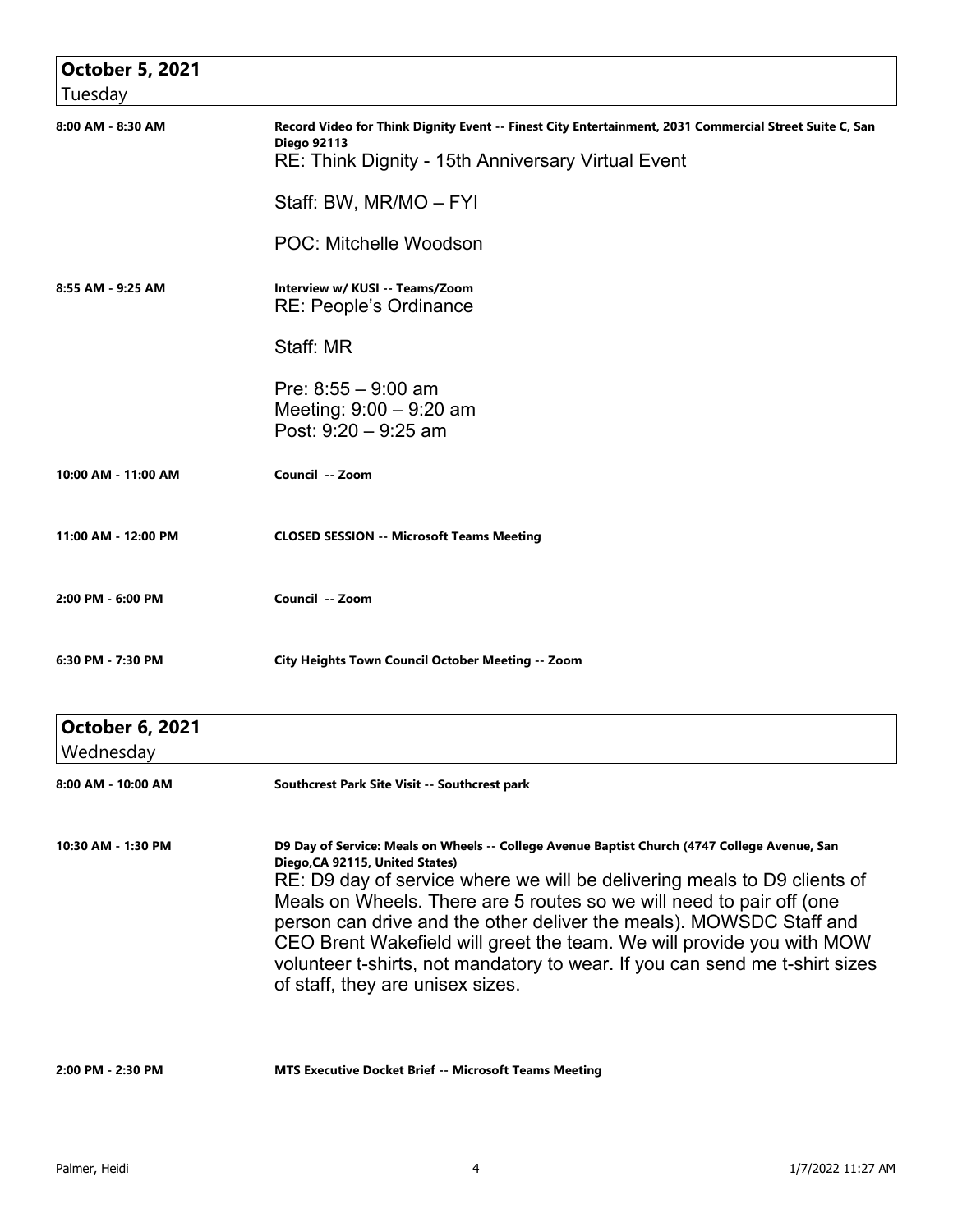## October 5, 2021
Tuesday

**8:00 AM - 8:30 AM**

**Record Video for Think Dignity Event -- Finest City Entertainment, 2031 Commercial Street Suite C, San Diego 92113**

RE: Think Dignity - 15th Anniversary Virtual Event

Staff: BW, MR/MO – FYI

POC: Mitchelle Woodson

**8:55 AM - 9:25 AM**

**Interview w/ KUSI -- Teams/Zoom**

RE: People's Ordinance

Staff: MR

Pre: 8:55 – 9:00 am
Meeting: 9:00 – 9:20 am
Post: 9:20 – 9:25 am

**10:00 AM - 11:00 AM**

**Council -- Zoom**

**11:00 AM - 12:00 PM**

**CLOSED SESSION -- Microsoft Teams Meeting**

**2:00 PM - 6:00 PM**

**Council -- Zoom**

**6:30 PM - 7:30 PM**

**City Heights Town Council October Meeting -- Zoom**

## October 6, 2021
Wednesday

**8:00 AM - 10:00 AM**

**Southcrest Park Site Visit -- Southcrest park**

**10:30 AM - 1:30 PM**

**D9 Day of Service: Meals on Wheels -- College Avenue Baptist Church (4747 College Avenue, San Diego,CA 92115, United States)**

RE: D9 day of service where we will be delivering meals to D9 clients of Meals on Wheels. There are 5 routes so we will need to pair off (one person can drive and the other deliver the meals). MOWSDC Staff and CEO Brent Wakefield will greet the team. We will provide you with MOW volunteer t-shirts, not mandatory to wear. If you can send me t-shirt sizes of staff, they are unisex sizes.

**2:00 PM - 2:30 PM**

**MTS Executive Docket Brief -- Microsoft Teams Meeting**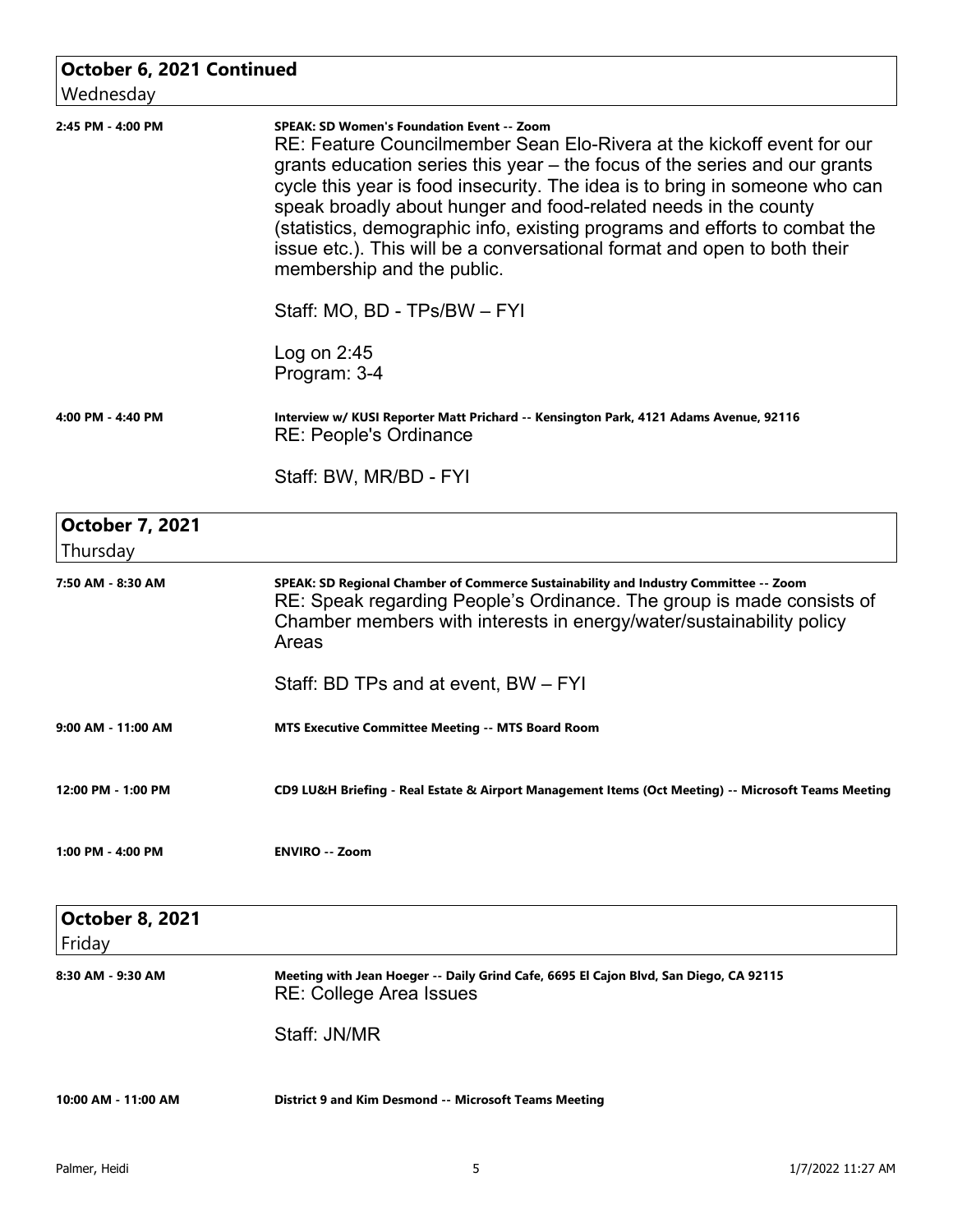## October 6, 2021 Continued

Wednesday

**2:45 PM - 4:00 PM**

**SPEAK: SD Women's Foundation Event -- Zoom**

RE: Feature Councilmember Sean Elo-Rivera at the kickoff event for our grants education series this year – the focus of the series and our grants cycle this year is food insecurity. The idea is to bring in someone who can speak broadly about hunger and food-related needs in the county (statistics, demographic info, existing programs and efforts to combat the issue etc.). This will be a conversational format and open to both their membership and the public.

Staff: MO, BD - TPs/BW – FYI

Log on 2:45
Program: 3-4

**4:00 PM - 4:40 PM**

**Interview w/ KUSI Reporter Matt Prichard -- Kensington Park, 4121 Adams Avenue, 92116**

RE: People's Ordinance

Staff: BW, MR/BD - FYI

## October 7, 2021

Thursday

**7:50 AM - 8:30 AM**

**SPEAK: SD Regional Chamber of Commerce Sustainability and Industry Committee -- Zoom**

RE: Speak regarding People's Ordinance. The group is made consists of Chamber members with interests in energy/water/sustainability policy Areas

Staff: BD TPs and at event, BW – FYI

**9:00 AM - 11:00 AM**

**MTS Executive Committee Meeting -- MTS Board Room**

**12:00 PM - 1:00 PM**

**CD9 LU&H Briefing - Real Estate & Airport Management Items (Oct Meeting) -- Microsoft Teams Meeting**

**1:00 PM - 4:00 PM**

**ENVIRO -- Zoom**

## October 8, 2021

Friday

**8:30 AM - 9:30 AM**

**Meeting with Jean Hoeger -- Daily Grind Cafe, 6695 El Cajon Blvd, San Diego, CA 92115**

RE: College Area Issues

Staff: JN/MR

**10:00 AM - 11:00 AM**

**District 9 and Kim Desmond -- Microsoft Teams Meeting**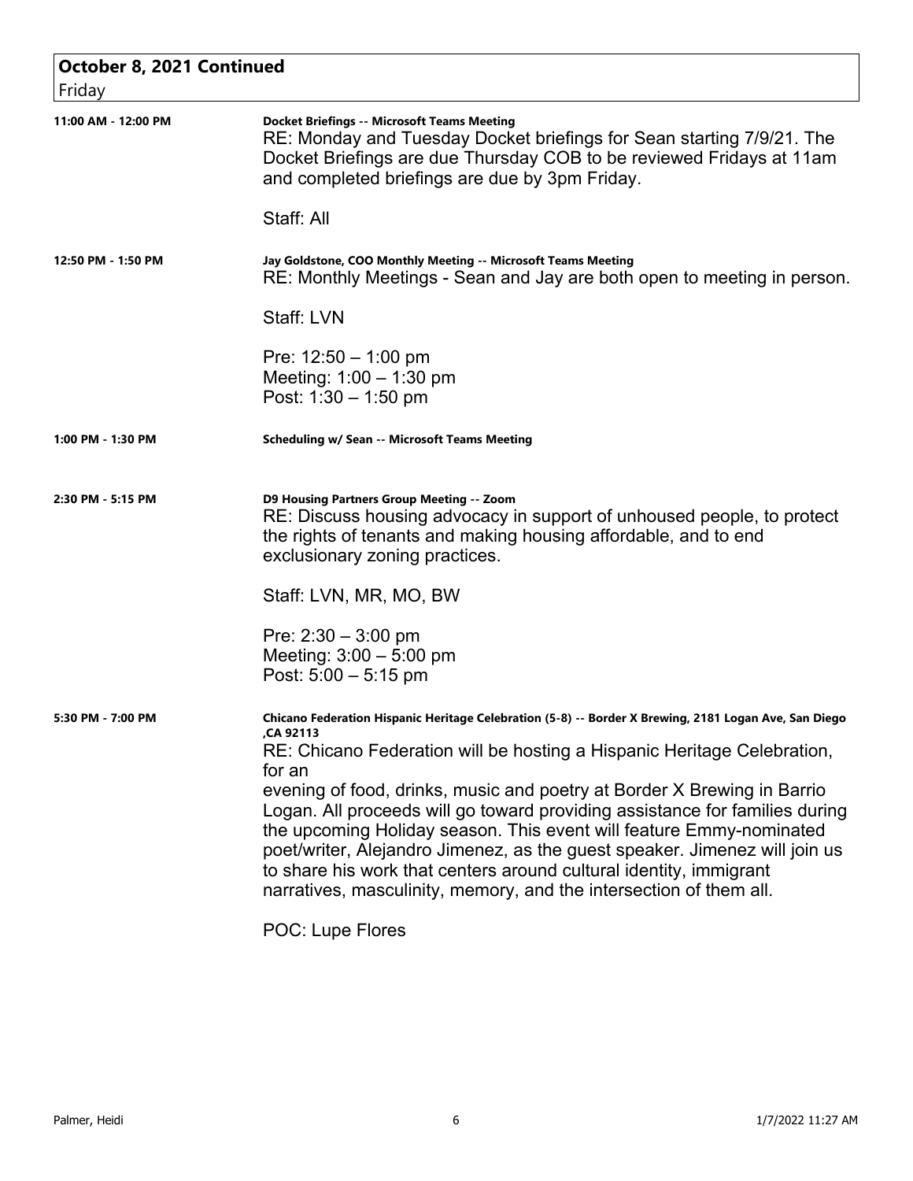## October 8, 2021 Continued

Friday

**11:00 AM - 12:00 PM**

**Docket Briefings -- Microsoft Teams Meeting**

RE: Monday and Tuesday Docket briefings for Sean starting 7/9/21. The Docket Briefings are due Thursday COB to be reviewed Fridays at 11am and completed briefings are due by 3pm Friday.

Staff: All

**12:50 PM - 1:50 PM**

**Jay Goldstone, COO Monthly Meeting -- Microsoft Teams Meeting**

RE: Monthly Meetings - Sean and Jay are both open to meeting in person.

Staff: LVN

Pre: 12:50 – 1:00 pm
Meeting: 1:00 – 1:30 pm
Post: 1:30 – 1:50 pm

**1:00 PM - 1:30 PM**

**Scheduling w/ Sean -- Microsoft Teams Meeting**

**2:30 PM - 5:15 PM**

**D9 Housing Partners Group Meeting -- Zoom**

RE: Discuss housing advocacy in support of unhoused people, to protect the rights of tenants and making housing affordable, and to end exclusionary zoning practices.

Staff: LVN, MR, MO, BW

Pre: 2:30 – 3:00 pm
Meeting: 3:00 – 5:00 pm
Post: 5:00 – 5:15 pm

**5:30 PM - 7:00 PM**

**Chicano Federation Hispanic Heritage Celebration (5-8) -- Border X Brewing, 2181 Logan Ave, San Diego ,CA 92113**

RE: Chicano Federation will be hosting a Hispanic Heritage Celebration, for an
evening of food, drinks, music and poetry at Border X Brewing in Barrio Logan. All proceeds will go toward providing assistance for families during the upcoming Holiday season. This event will feature Emmy-nominated poet/writer, Alejandro Jimenez, as the guest speaker. Jimenez will join us to share his work that centers around cultural identity, immigrant narratives, masculinity, memory, and the intersection of them all.

POC: Lupe Flores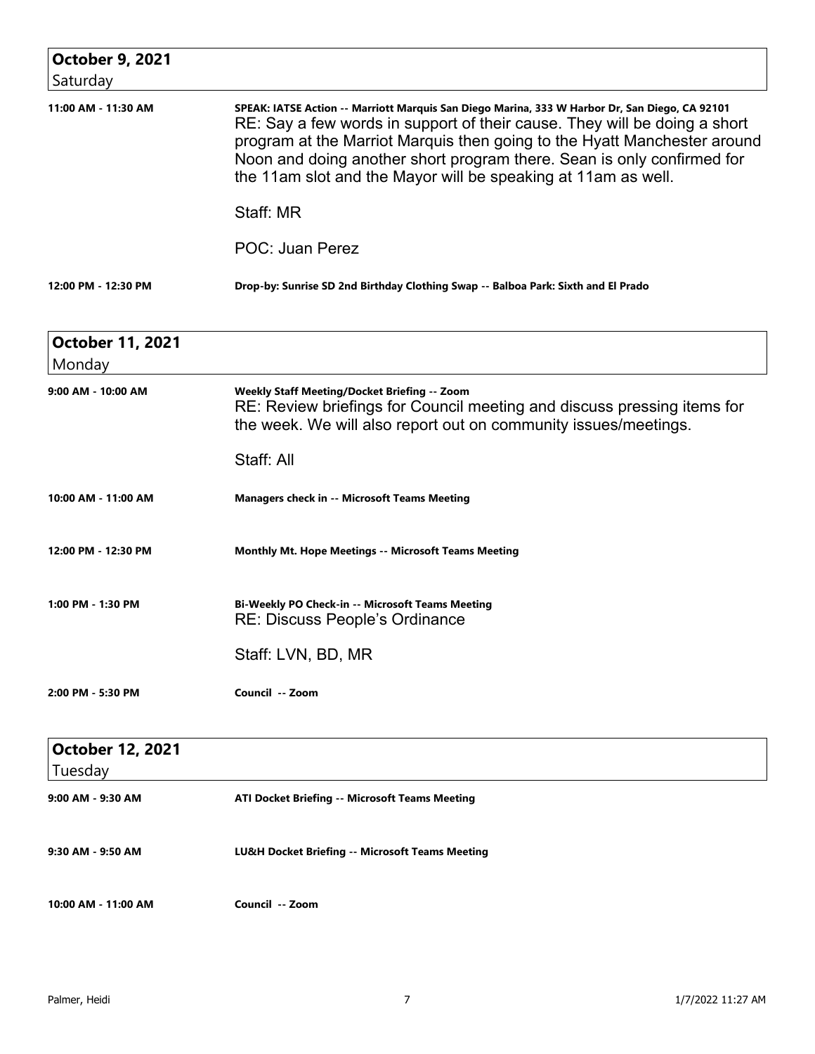## October 9, 2021
Saturday

**11:00 AM - 11:30 AM**

**SPEAK: IATSE Action -- Marriott Marquis San Diego Marina, 333 W Harbor Dr, San Diego, CA 92101**

RE: Say a few words in support of their cause. They will be doing a short program at the Marriot Marquis then going to the Hyatt Manchester around Noon and doing another short program there. Sean is only confirmed for the 11am slot and the Mayor will be speaking at 11am as well.

Staff: MR

POC: Juan Perez

**12:00 PM - 12:30 PM**

**Drop-by: Sunrise SD 2nd Birthday Clothing Swap -- Balboa Park: Sixth and El Prado**

## October 11, 2021
Monday

**9:00 AM - 10:00 AM**

**Weekly Staff Meeting/Docket Briefing -- Zoom**

RE: Review briefings for Council meeting and discuss pressing items for the week. We will also report out on community issues/meetings.

Staff: All

**10:00 AM - 11:00 AM**

**Managers check in -- Microsoft Teams Meeting**

**12:00 PM - 12:30 PM**

**Monthly Mt. Hope Meetings -- Microsoft Teams Meeting**

**1:00 PM - 1:30 PM**

**Bi-Weekly PO Check-in -- Microsoft Teams Meeting**

RE: Discuss People's Ordinance

Staff: LVN, BD, MR

**2:00 PM - 5:30 PM**

**Council -- Zoom**

## October 12, 2021
Tuesday

**9:00 AM - 9:30 AM**

**ATI Docket Briefing -- Microsoft Teams Meeting**

**9:30 AM - 9:50 AM**

**LU&H Docket Briefing -- Microsoft Teams Meeting**

**10:00 AM - 11:00 AM**

**Council -- Zoom**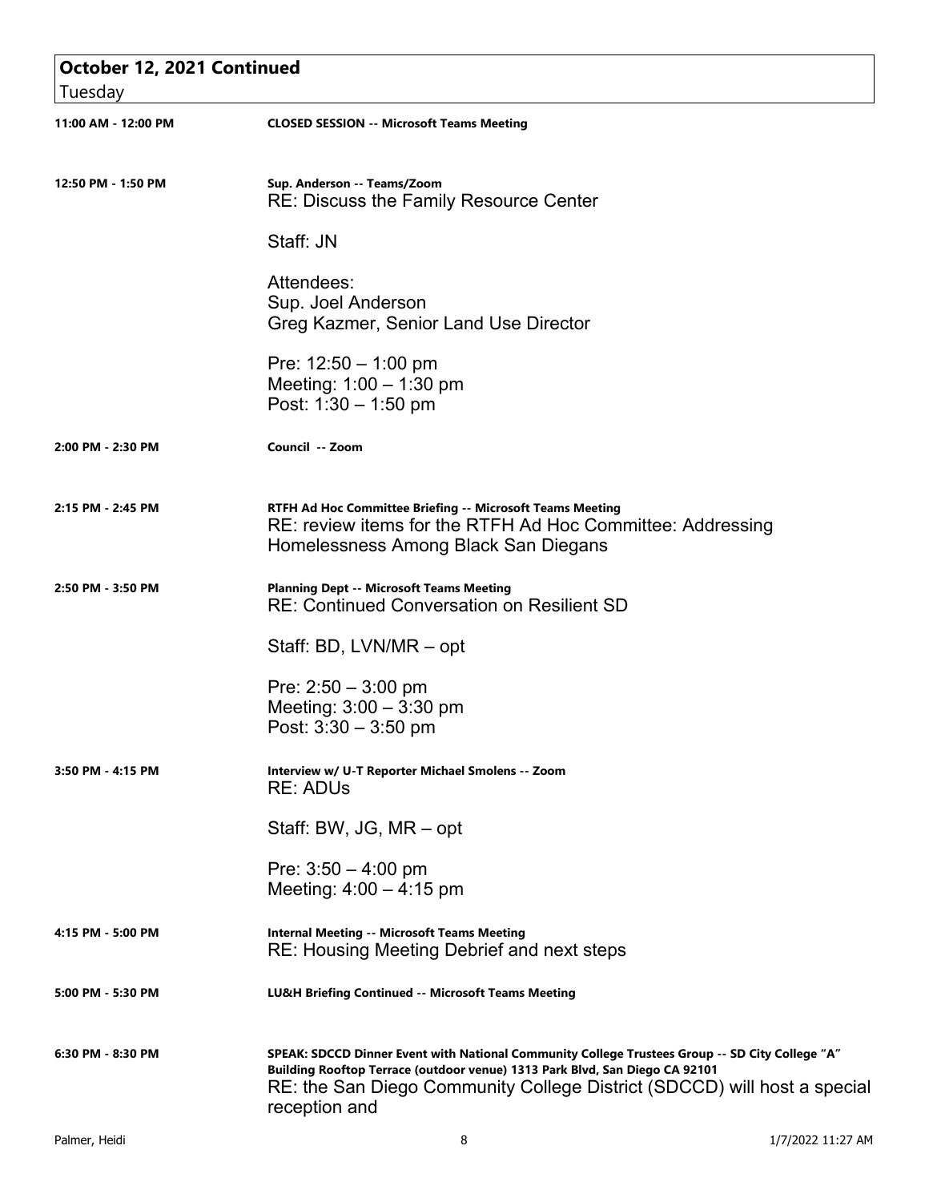## October 12, 2021 Continued

Tuesday

**11:00 AM - 12:00 PM** — **CLOSED SESSION -- Microsoft Teams Meeting**

**12:50 PM - 1:50 PM** — **Sup. Anderson -- Teams/Zoom**

RE: Discuss the Family Resource Center

Staff: JN

Attendees:
Sup. Joel Anderson
Greg Kazmer, Senior Land Use Director

Pre: 12:50 – 1:00 pm
Meeting: 1:00 – 1:30 pm
Post: 1:30 – 1:50 pm

**2:00 PM - 2:30 PM** — **Council -- Zoom**

**2:15 PM - 2:45 PM** — **RTFH Ad Hoc Committee Briefing -- Microsoft Teams Meeting**

RE: review items for the RTFH Ad Hoc Committee: Addressing Homelessness Among Black San Diegans

**2:50 PM - 3:50 PM** — **Planning Dept -- Microsoft Teams Meeting**

RE: Continued Conversation on Resilient SD

Staff: BD, LVN/MR – opt

Pre: 2:50 – 3:00 pm
Meeting: 3:00 – 3:30 pm
Post: 3:30 – 3:50 pm

**3:50 PM - 4:15 PM** — **Interview w/ U-T Reporter Michael Smolens -- Zoom**

RE: ADUs

Staff: BW, JG, MR – opt

Pre: 3:50 – 4:00 pm
Meeting: 4:00 – 4:15 pm

**4:15 PM - 5:00 PM** — **Internal Meeting -- Microsoft Teams Meeting**

RE: Housing Meeting Debrief and next steps

**5:00 PM - 5:30 PM** — **LU&H Briefing Continued -- Microsoft Teams Meeting**

**6:30 PM - 8:30 PM** — **SPEAK: SDCCD Dinner Event with National Community College Trustees Group -- SD City College "A" Building Rooftop Terrace (outdoor venue) 1313 Park Blvd, San Diego CA 92101**

RE: the San Diego Community College District (SDCCD) will host a special reception and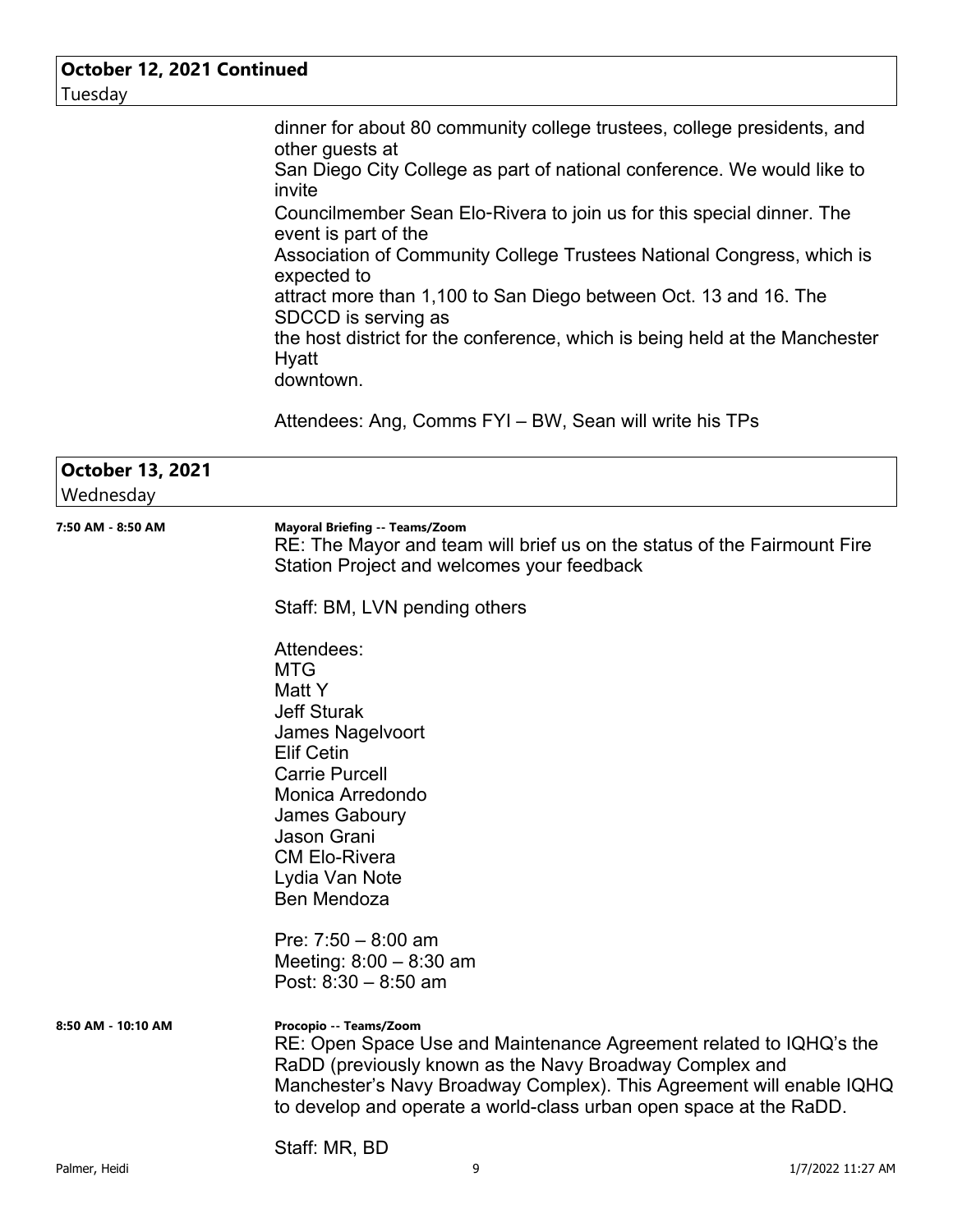**October 12, 2021 Continued**
Tuesday

dinner for about 80 community college trustees, college presidents, and other guests at
San Diego City College as part of national conference. We would like to invite
Councilmember Sean Elo-Rivera to join us for this special dinner. The event is part of the
Association of Community College Trustees National Congress, which is expected to
attract more than 1,100 to San Diego between Oct. 13 and 16. The SDCCD is serving as
the host district for the conference, which is being held at the Manchester Hyatt
downtown.

Attendees: Ang, Comms FYI – BW, Sean will write his TPs

**October 13, 2021**
Wednesday

**7:50 AM - 8:50 AM** — **Mayoral Briefing -- Teams/Zoom**

RE: The Mayor and team will brief us on the status of the Fairmount Fire Station Project and welcomes your feedback

Staff: BM, LVN pending others

Attendees:
MTG
Matt Y
Jeff Sturak
James Nagelvoort
Elif Cetin
Carrie Purcell
Monica Arredondo
James Gaboury
Jason Grani
CM Elo-Rivera
Lydia Van Note
Ben Mendoza

Pre: 7:50 – 8:00 am
Meeting: 8:00 – 8:30 am
Post: 8:30 – 8:50 am

**8:50 AM - 10:10 AM** — **Procopio -- Teams/Zoom**

RE: Open Space Use and Maintenance Agreement related to IQHQ's the RaDD (previously known as the Navy Broadway Complex and Manchester's Navy Broadway Complex). This Agreement will enable IQHQ to develop and operate a world-class urban open space at the RaDD.

Staff: MR, BD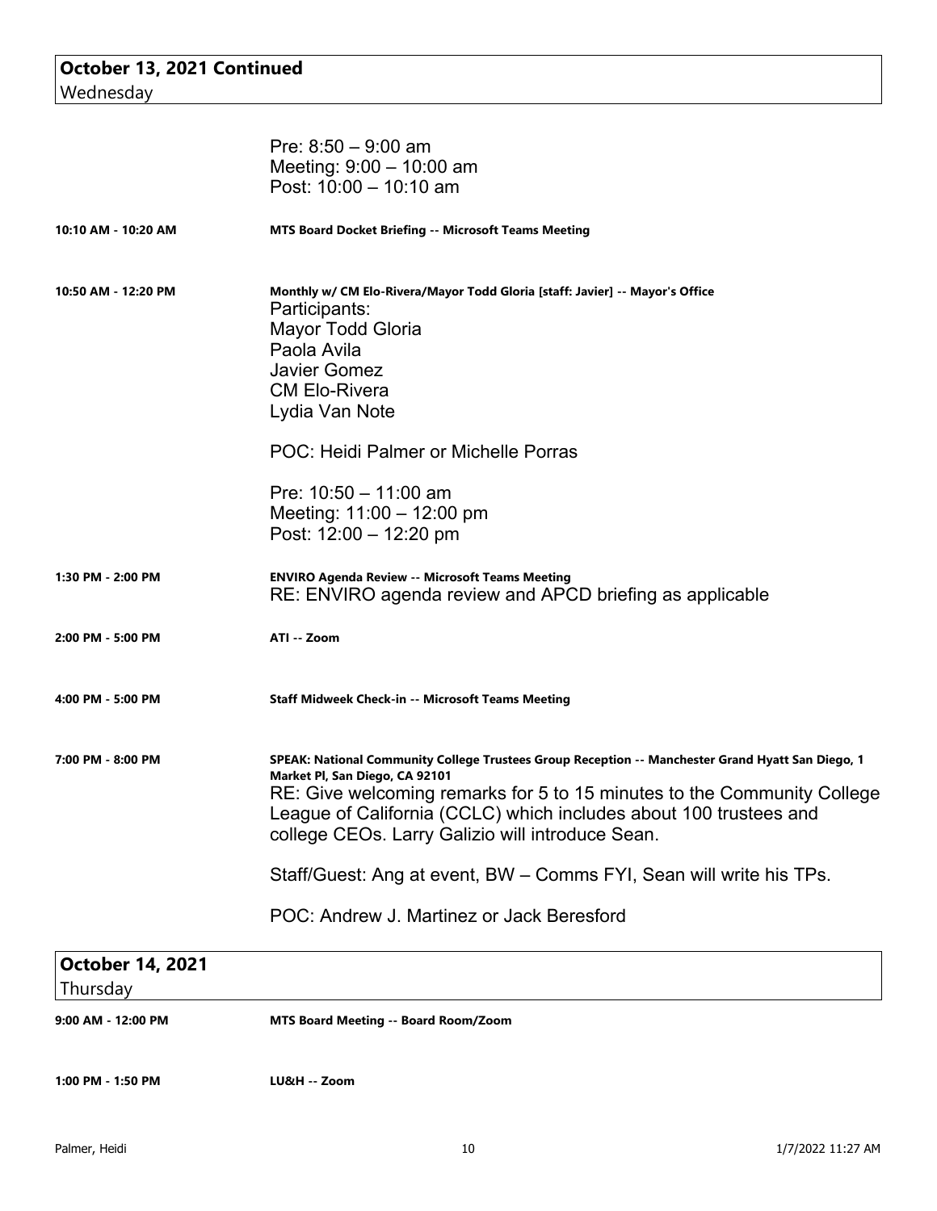## October 13, 2021 Continued
Wednesday

Pre: 8:50 – 9:00 am
Meeting: 9:00 – 10:00 am
Post: 10:00 – 10:10 am

**10:10 AM - 10:20 AM** — **MTS Board Docket Briefing -- Microsoft Teams Meeting**

**10:50 AM - 12:20 PM** — **Monthly w/ CM Elo-Rivera/Mayor Todd Gloria [staff: Javier] -- Mayor's Office**

Participants:
Mayor Todd Gloria
Paola Avila
Javier Gomez
CM Elo-Rivera
Lydia Van Note

POC: Heidi Palmer or Michelle Porras

Pre: 10:50 – 11:00 am
Meeting: 11:00 – 12:00 pm
Post: 12:00 – 12:20 pm

**1:30 PM - 2:00 PM** — **ENVIRO Agenda Review -- Microsoft Teams Meeting**

RE: ENVIRO agenda review and APCD briefing as applicable

**2:00 PM - 5:00 PM** — **ATI -- Zoom**

**4:00 PM - 5:00 PM** — **Staff Midweek Check-in -- Microsoft Teams Meeting**

**7:00 PM - 8:00 PM** — **SPEAK: National Community College Trustees Group Reception -- Manchester Grand Hyatt San Diego, 1 Market Pl, San Diego, CA 92101**

RE: Give welcoming remarks for 5 to 15 minutes to the Community College League of California (CCLC) which includes about 100 trustees and college CEOs. Larry Galizio will introduce Sean.

Staff/Guest: Ang at event, BW – Comms FYI, Sean will write his TPs.

POC: Andrew J. Martinez or Jack Beresford

## October 14, 2021
Thursday

**9:00 AM - 12:00 PM** — **MTS Board Meeting -- Board Room/Zoom**

**1:00 PM - 1:50 PM** — **LU&H -- Zoom**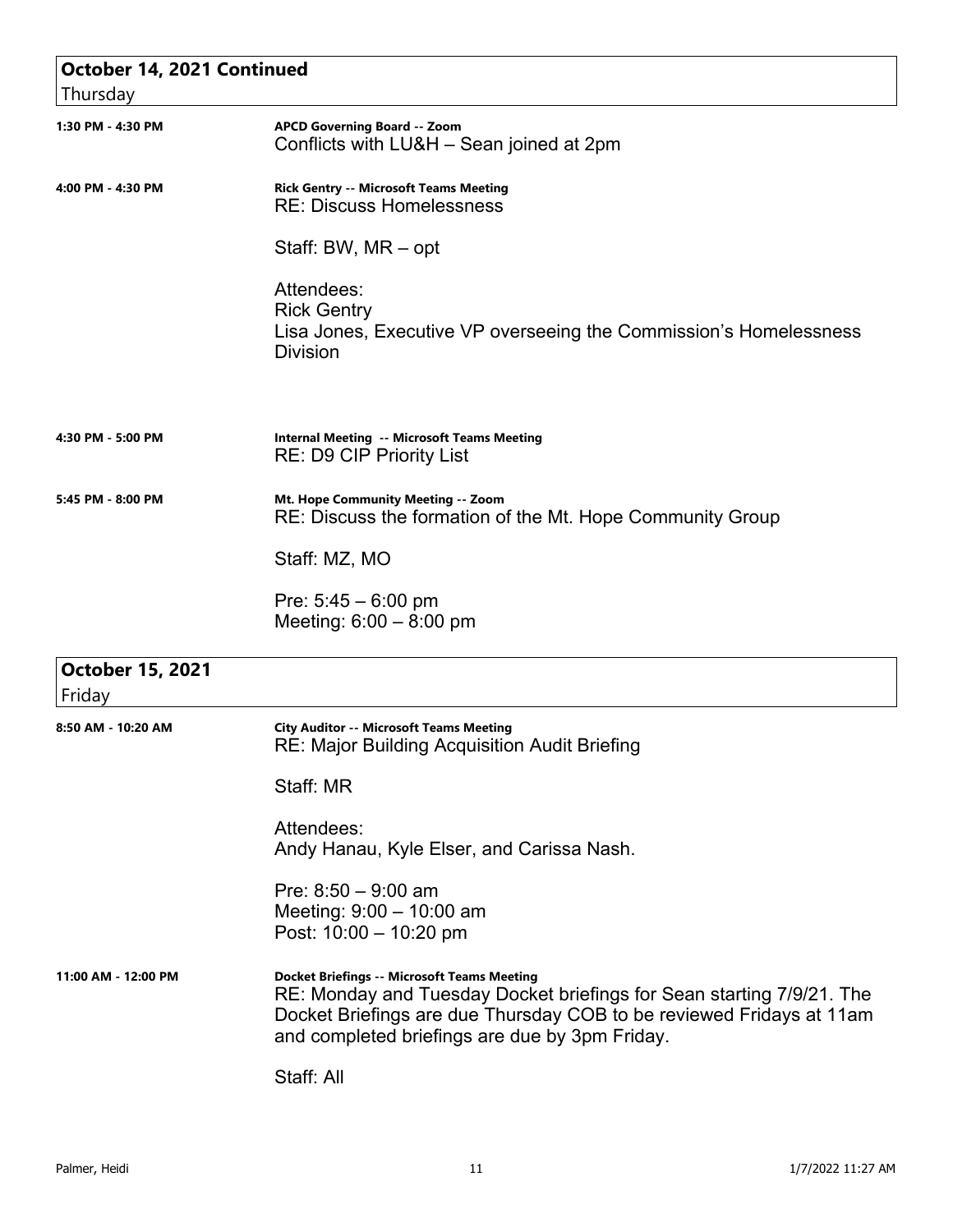## October 14, 2021 Continued

Thursday

**1:30 PM - 4:30 PM**

**APCD Governing Board -- Zoom**
Conflicts with LU&H – Sean joined at 2pm

**4:00 PM - 4:30 PM**

**Rick Gentry -- Microsoft Teams Meeting**
RE: Discuss Homelessness

Staff: BW, MR – opt

Attendees:
Rick Gentry
Lisa Jones, Executive VP overseeing the Commission's Homelessness Division

**4:30 PM - 5:00 PM**

**Internal Meeting -- Microsoft Teams Meeting**
RE: D9 CIP Priority List

**5:45 PM - 8:00 PM**

**Mt. Hope Community Meeting -- Zoom**
RE: Discuss the formation of the Mt. Hope Community Group

Staff: MZ, MO

Pre: 5:45 – 6:00 pm
Meeting: 6:00 – 8:00 pm

## October 15, 2021

Friday

**8:50 AM - 10:20 AM**

**City Auditor -- Microsoft Teams Meeting**
RE: Major Building Acquisition Audit Briefing

Staff: MR

Attendees:
Andy Hanau, Kyle Elser, and Carissa Nash.

Pre: 8:50 – 9:00 am
Meeting: 9:00 – 10:00 am
Post: 10:00 – 10:20 pm

**11:00 AM - 12:00 PM**

**Docket Briefings -- Microsoft Teams Meeting**
RE: Monday and Tuesday Docket briefings for Sean starting 7/9/21. The Docket Briefings are due Thursday COB to be reviewed Fridays at 11am and completed briefings are due by 3pm Friday.

Staff: All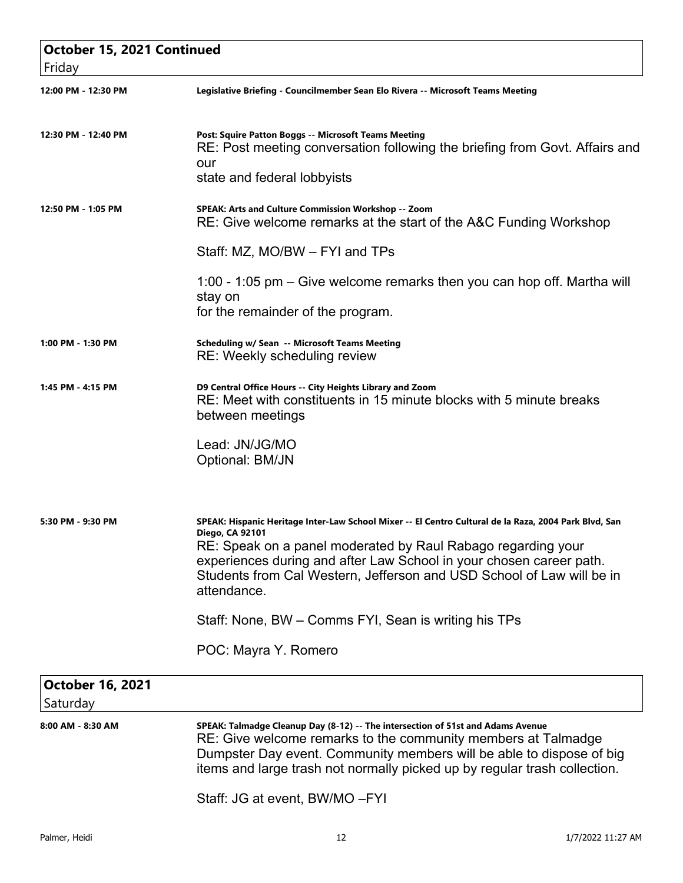## October 15, 2021 Continued

Friday

**12:00 PM - 12:30 PM**

**Legislative Briefing - Councilmember Sean Elo Rivera -- Microsoft Teams Meeting**

**12:30 PM - 12:40 PM**

**Post: Squire Patton Boggs -- Microsoft Teams Meeting**

RE: Post meeting conversation following the briefing from Govt. Affairs and our
state and federal lobbyists

**12:50 PM - 1:05 PM**

**SPEAK: Arts and Culture Commission Workshop -- Zoom**

RE: Give welcome remarks at the start of the A&C Funding Workshop

Staff: MZ, MO/BW – FYI and TPs

1:00 - 1:05 pm – Give welcome remarks then you can hop off. Martha will stay on
for the remainder of the program.

**1:00 PM - 1:30 PM**

**Scheduling w/ Sean -- Microsoft Teams Meeting**

RE: Weekly scheduling review

**1:45 PM - 4:15 PM**

**D9 Central Office Hours -- City Heights Library and Zoom**

RE: Meet with constituents in 15 minute blocks with 5 minute breaks between meetings

Lead: JN/JG/MO
Optional: BM/JN

**5:30 PM - 9:30 PM**

**SPEAK: Hispanic Heritage Inter-Law School Mixer -- El Centro Cultural de la Raza, 2004 Park Blvd, San Diego, CA 92101**

RE: Speak on a panel moderated by Raul Rabago regarding your experiences during and after Law School in your chosen career path. Students from Cal Western, Jefferson and USD School of Law will be in attendance.

Staff: None, BW – Comms FYI, Sean is writing his TPs

POC: Mayra Y. Romero

## October 16, 2021

Saturday

**8:00 AM - 8:30 AM**

**SPEAK: Talmadge Cleanup Day (8-12) -- The intersection of 51st and Adams Avenue**

RE: Give welcome remarks to the community members at Talmadge Dumpster Day event. Community members will be able to dispose of big items and large trash not normally picked up by regular trash collection.

Staff: JG at event, BW/MO –FYI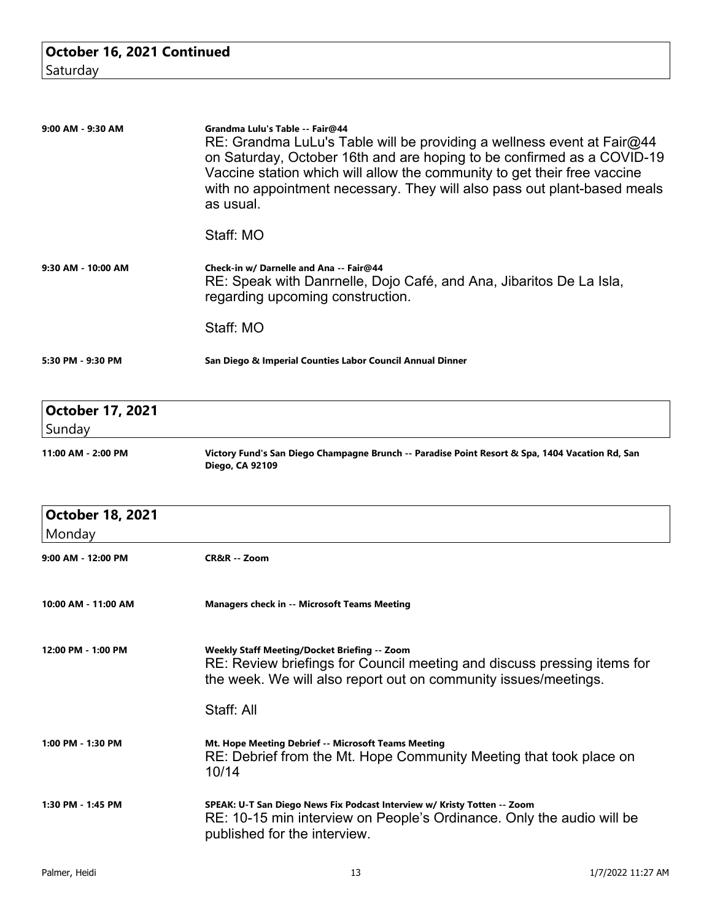## October 16, 2021 Continued
Saturday

**9:00 AM - 9:30 AM**

**Grandma Lulu's Table -- Fair@44**
RE: Grandma LuLu's Table will be providing a wellness event at Fair@44 on Saturday, October 16th and are hoping to be confirmed as a COVID-19 Vaccine station which will allow the community to get their free vaccine with no appointment necessary. They will also pass out plant-based meals as usual.

Staff: MO

**9:30 AM - 10:00 AM**

**Check-in w/ Darnelle and Ana -- Fair@44**
RE: Speak with Danrnelle, Dojo Café, and Ana, Jibaritos De La Isla, regarding upcoming construction.

Staff: MO

**5:30 PM - 9:30 PM**

**San Diego & Imperial Counties Labor Council Annual Dinner**

## October 17, 2021
Sunday

**11:00 AM - 2:00 PM**

**Victory Fund's San Diego Champagne Brunch -- Paradise Point Resort & Spa, 1404 Vacation Rd, San Diego, CA 92109**

## October 18, 2021
Monday

**9:00 AM - 12:00 PM**

**CR&R -- Zoom**

**10:00 AM - 11:00 AM**

**Managers check in -- Microsoft Teams Meeting**

**12:00 PM - 1:00 PM**

**Weekly Staff Meeting/Docket Briefing -- Zoom**
RE: Review briefings for Council meeting and discuss pressing items for the week. We will also report out on community issues/meetings.

Staff: All

**1:00 PM - 1:30 PM**

**Mt. Hope Meeting Debrief -- Microsoft Teams Meeting**
RE: Debrief from the Mt. Hope Community Meeting that took place on 10/14

**1:30 PM - 1:45 PM**

**SPEAK: U-T San Diego News Fix Podcast Interview w/ Kristy Totten -- Zoom**
RE: 10-15 min interview on People's Ordinance. Only the audio will be published for the interview.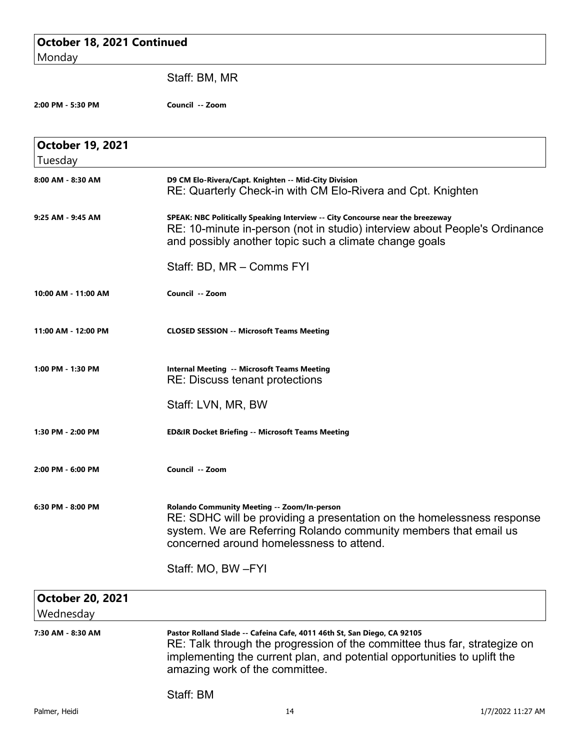## October 18, 2021 Continued
Monday

Staff: BM, MR

**2:00 PM - 5:30 PM** **Council -- Zoom**

## October 19, 2021
Tuesday

**8:00 AM - 8:30 AM** **D9 CM Elo-Rivera/Capt. Knighten -- Mid-City Division**
RE: Quarterly Check-in with CM Elo-Rivera and Cpt. Knighten

**9:25 AM - 9:45 AM** **SPEAK: NBC Politically Speaking Interview -- City Concourse near the breezeway**
RE: 10-minute in-person (not in studio) interview about People's Ordinance and possibly another topic such a climate change goals

Staff: BD, MR – Comms FYI

**10:00 AM - 11:00 AM** **Council -- Zoom**

**11:00 AM - 12:00 PM** **CLOSED SESSION -- Microsoft Teams Meeting**

**1:00 PM - 1:30 PM** **Internal Meeting -- Microsoft Teams Meeting**
RE: Discuss tenant protections

Staff: LVN, MR, BW

**1:30 PM - 2:00 PM** **ED&IR Docket Briefing -- Microsoft Teams Meeting**

**2:00 PM - 6:00 PM** **Council -- Zoom**

**6:30 PM - 8:00 PM** **Rolando Community Meeting -- Zoom/In-person**
RE: SDHC will be providing a presentation on the homelessness response system. We are Referring Rolando community members that email us concerned around homelessness to attend.

Staff: MO, BW –FYI

## October 20, 2021
Wednesday

**7:30 AM - 8:30 AM** **Pastor Rolland Slade -- Cafeina Cafe, 4011 46th St, San Diego, CA 92105**
RE: Talk through the progression of the committee thus far, strategize on implementing the current plan, and potential opportunities to uplift the amazing work of the committee.

Staff: BM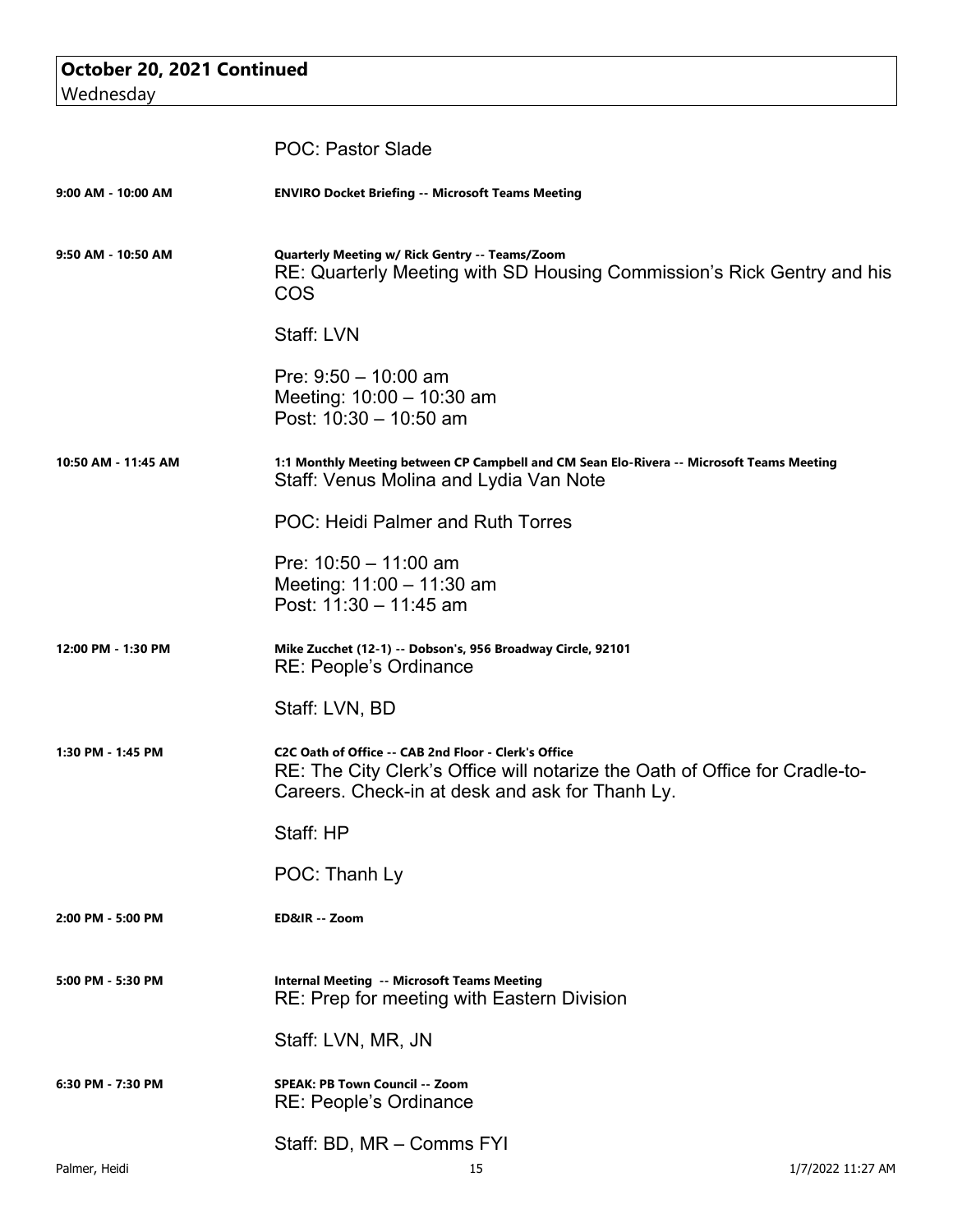## October 20, 2021 Continued
Wednesday

POC: Pastor Slade

**9:00 AM - 10:00 AM** — **ENVIRO Docket Briefing -- Microsoft Teams Meeting**

**9:50 AM - 10:50 AM** — **Quarterly Meeting w/ Rick Gentry -- Teams/Zoom**

RE: Quarterly Meeting with SD Housing Commission's Rick Gentry and his COS

Staff: LVN

Pre: 9:50 – 10:00 am
Meeting: 10:00 – 10:30 am
Post: 10:30 – 10:50 am

**10:50 AM - 11:45 AM** — **1:1 Monthly Meeting between CP Campbell and CM Sean Elo-Rivera -- Microsoft Teams Meeting**

Staff: Venus Molina and Lydia Van Note

POC: Heidi Palmer and Ruth Torres

Pre: 10:50 – 11:00 am
Meeting: 11:00 – 11:30 am
Post: 11:30 – 11:45 am

**12:00 PM - 1:30 PM** — **Mike Zucchet (12-1) -- Dobson's, 956 Broadway Circle, 92101**

RE: People's Ordinance

Staff: LVN, BD

**1:30 PM - 1:45 PM** — **C2C Oath of Office -- CAB 2nd Floor - Clerk's Office**

RE: The City Clerk's Office will notarize the Oath of Office for Cradle-to-Careers. Check-in at desk and ask for Thanh Ly.

Staff: HP

POC: Thanh Ly

**2:00 PM - 5:00 PM** — **ED&IR -- Zoom**

**5:00 PM - 5:30 PM** — **Internal Meeting -- Microsoft Teams Meeting**

RE: Prep for meeting with Eastern Division

Staff: LVN, MR, JN

**6:30 PM - 7:30 PM** — **SPEAK: PB Town Council -- Zoom**

RE: People's Ordinance

Staff: BD, MR – Comms FYI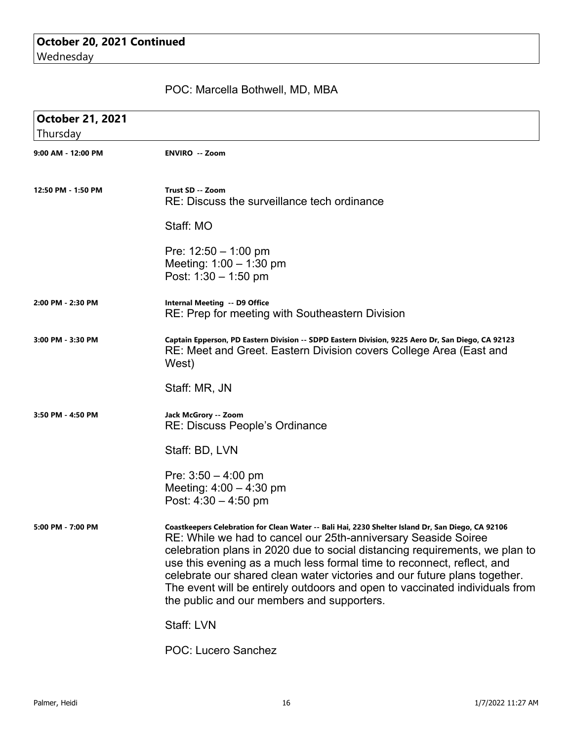**October 20, 2021 Continued**
Wednesday

POC: Marcella Bothwell, MD, MBA

**October 21, 2021**
Thursday

**9:00 AM - 12:00 PM** — **ENVIRO -- Zoom**

**12:50 PM - 1:50 PM** — **Trust SD -- Zoom**

RE: Discuss the surveillance tech ordinance

Staff: MO

Pre: 12:50 – 1:00 pm
Meeting: 1:00 – 1:30 pm
Post: 1:30 – 1:50 pm

**2:00 PM - 2:30 PM** — **Internal Meeting -- D9 Office**

RE: Prep for meeting with Southeastern Division

**3:00 PM - 3:30 PM** — **Captain Epperson, PD Eastern Division -- SDPD Eastern Division, 9225 Aero Dr, San Diego, CA 92123**

RE: Meet and Greet. Eastern Division covers College Area (East and West)

Staff: MR, JN

**3:50 PM - 4:50 PM** — **Jack McGrory -- Zoom**

RE: Discuss People's Ordinance

Staff: BD, LVN

Pre: 3:50 – 4:00 pm
Meeting: 4:00 – 4:30 pm
Post: 4:30 – 4:50 pm

**5:00 PM - 7:00 PM** — **Coastkeepers Celebration for Clean Water -- Bali Hai, 2230 Shelter Island Dr, San Diego, CA 92106**

RE: While we had to cancel our 25th-anniversary Seaside Soiree celebration plans in 2020 due to social distancing requirements, we plan to use this evening as a much less formal time to reconnect, reflect, and celebrate our shared clean water victories and our future plans together. The event will be entirely outdoors and open to vaccinated individuals from the public and our members and supporters.

Staff: LVN

POC: Lucero Sanchez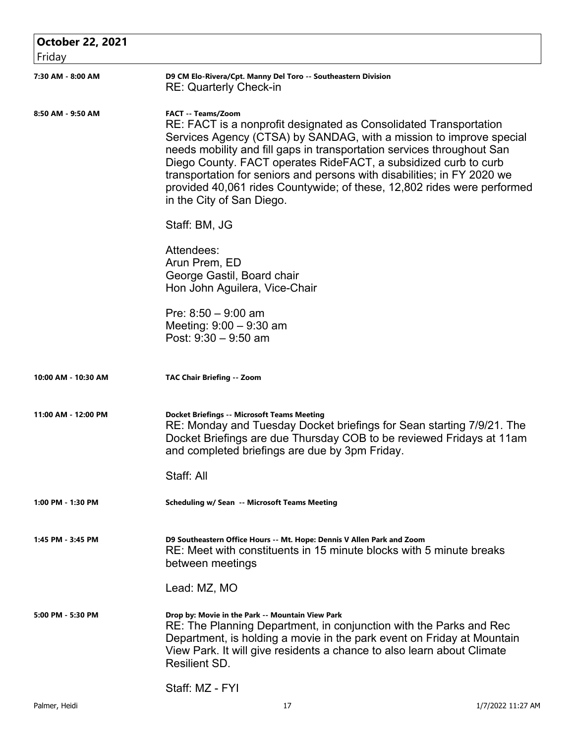## October 22, 2021

Friday

**7:30 AM - 8:00 AM**

**D9 CM Elo-Rivera/Cpt. Manny Del Toro -- Southeastern Division**

RE: Quarterly Check-in

**8:50 AM - 9:50 AM**

**FACT -- Teams/Zoom**

RE: FACT is a nonprofit designated as Consolidated Transportation Services Agency (CTSA) by SANDAG, with a mission to improve special needs mobility and fill gaps in transportation services throughout San Diego County. FACT operates RideFACT, a subsidized curb to curb transportation for seniors and persons with disabilities; in FY 2020 we provided 40,061 rides Countywide; of these, 12,802 rides were performed in the City of San Diego.

Staff: BM, JG

Attendees:
Arun Prem, ED
George Gastil, Board chair
Hon John Aguilera, Vice-Chair

Pre: 8:50 – 9:00 am
Meeting: 9:00 – 9:30 am
Post: 9:30 – 9:50 am

**10:00 AM - 10:30 AM**

**TAC Chair Briefing -- Zoom**

**11:00 AM - 12:00 PM**

**Docket Briefings -- Microsoft Teams Meeting**

RE: Monday and Tuesday Docket briefings for Sean starting 7/9/21. The Docket Briefings are due Thursday COB to be reviewed Fridays at 11am and completed briefings are due by 3pm Friday.

Staff: All

**1:00 PM - 1:30 PM**

**Scheduling w/ Sean -- Microsoft Teams Meeting**

**1:45 PM - 3:45 PM**

**D9 Southeastern Office Hours -- Mt. Hope: Dennis V Allen Park and Zoom**

RE: Meet with constituents in 15 minute blocks with 5 minute breaks between meetings

Lead: MZ, MO

**5:00 PM - 5:30 PM**

**Drop by: Movie in the Park -- Mountain View Park**

RE: The Planning Department, in conjunction with the Parks and Rec Department, is holding a movie in the park event on Friday at Mountain View Park. It will give residents a chance to also learn about Climate Resilient SD.

Staff: MZ - FYI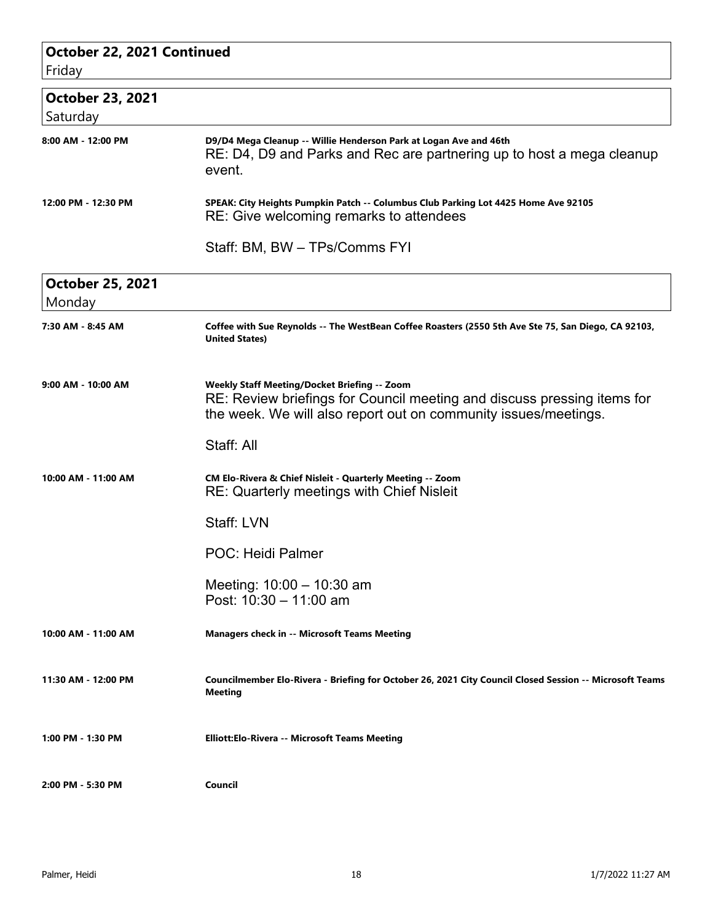## October 22, 2021 Continued
Friday

## October 23, 2021
Saturday

**8:00 AM - 12:00 PM**

**D9/D4 Mega Cleanup -- Willie Henderson Park at Logan Ave and 46th**
RE: D4, D9 and Parks and Rec are partnering up to host a mega cleanup event.

**12:00 PM - 12:30 PM**

**SPEAK: City Heights Pumpkin Patch -- Columbus Club Parking Lot 4425 Home Ave 92105**
RE: Give welcoming remarks to attendees

Staff: BM, BW – TPs/Comms FYI

## October 25, 2021
Monday

**7:30 AM - 8:45 AM**

**Coffee with Sue Reynolds -- The WestBean Coffee Roasters (2550 5th Ave Ste 75, San Diego, CA 92103, United States)**

**9:00 AM - 10:00 AM**

**Weekly Staff Meeting/Docket Briefing -- Zoom**
RE: Review briefings for Council meeting and discuss pressing items for the week. We will also report out on community issues/meetings.

Staff: All

**10:00 AM - 11:00 AM**

**CM Elo-Rivera & Chief Nisleit - Quarterly Meeting -- Zoom**
RE: Quarterly meetings with Chief Nisleit

Staff: LVN

POC: Heidi Palmer

Meeting: 10:00 – 10:30 am
Post: 10:30 – 11:00 am

**10:00 AM - 11:00 AM**

**Managers check in -- Microsoft Teams Meeting**

**11:30 AM - 12:00 PM**

**Councilmember Elo-Rivera - Briefing for October 26, 2021 City Council Closed Session -- Microsoft Teams Meeting**

**1:00 PM - 1:30 PM**

**Elliott:Elo-Rivera -- Microsoft Teams Meeting**

**2:00 PM - 5:30 PM**

**Council**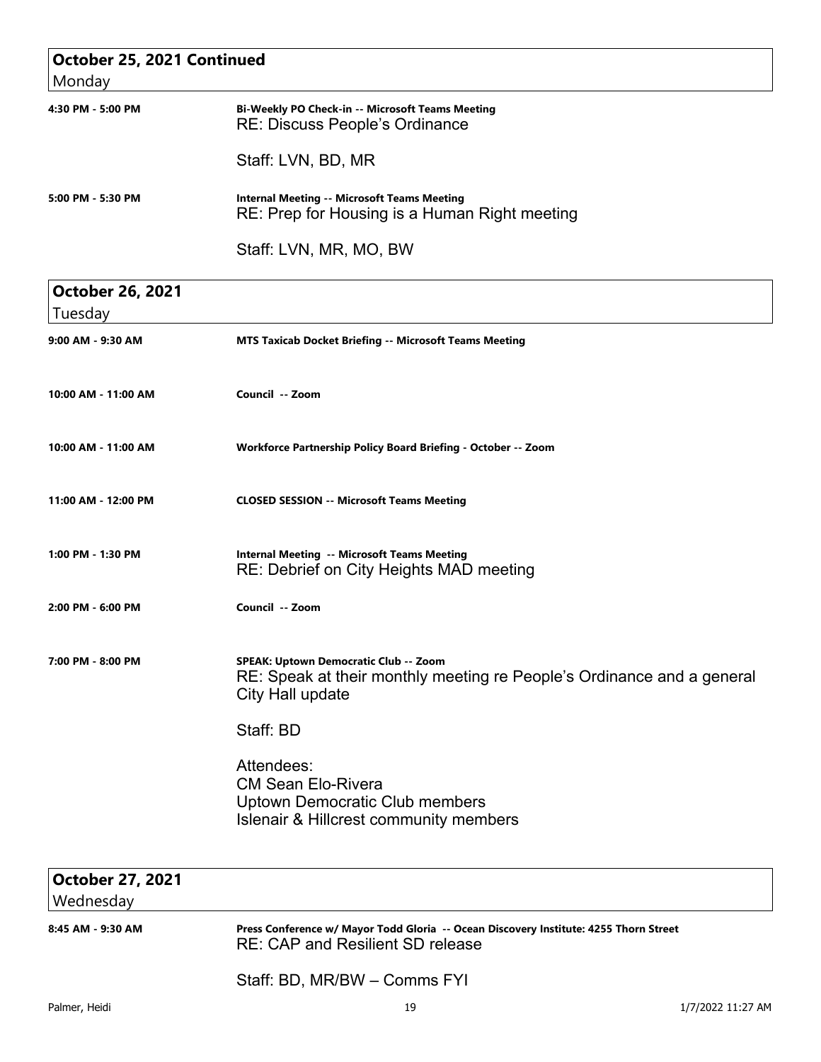## October 25, 2021 Continued
Monday

**4:30 PM - 5:00 PM** — **Bi-Weekly PO Check-in -- Microsoft Teams Meeting**
RE: Discuss People's Ordinance

Staff: LVN, BD, MR

**5:00 PM - 5:30 PM** — **Internal Meeting -- Microsoft Teams Meeting**
RE: Prep for Housing is a Human Right meeting

Staff: LVN, MR, MO, BW

## October 26, 2021
Tuesday

**9:00 AM - 9:30 AM** — **MTS Taxicab Docket Briefing -- Microsoft Teams Meeting**

**10:00 AM - 11:00 AM** — **Council -- Zoom**

**10:00 AM - 11:00 AM** — **Workforce Partnership Policy Board Briefing - October -- Zoom**

**11:00 AM - 12:00 PM** — **CLOSED SESSION -- Microsoft Teams Meeting**

**1:00 PM - 1:30 PM** — **Internal Meeting -- Microsoft Teams Meeting**
RE: Debrief on City Heights MAD meeting

**2:00 PM - 6:00 PM** — **Council -- Zoom**

**7:00 PM - 8:00 PM** — **SPEAK: Uptown Democratic Club -- Zoom**
RE: Speak at their monthly meeting re People's Ordinance and a general City Hall update

Staff: BD

Attendees:
CM Sean Elo-Rivera
Uptown Democratic Club members
Islenair & Hillcrest community members

## October 27, 2021
Wednesday

**8:45 AM - 9:30 AM** — **Press Conference w/ Mayor Todd Gloria -- Ocean Discovery Institute: 4255 Thorn Street**
RE: CAP and Resilient SD release

Staff: BD, MR/BW – Comms FYI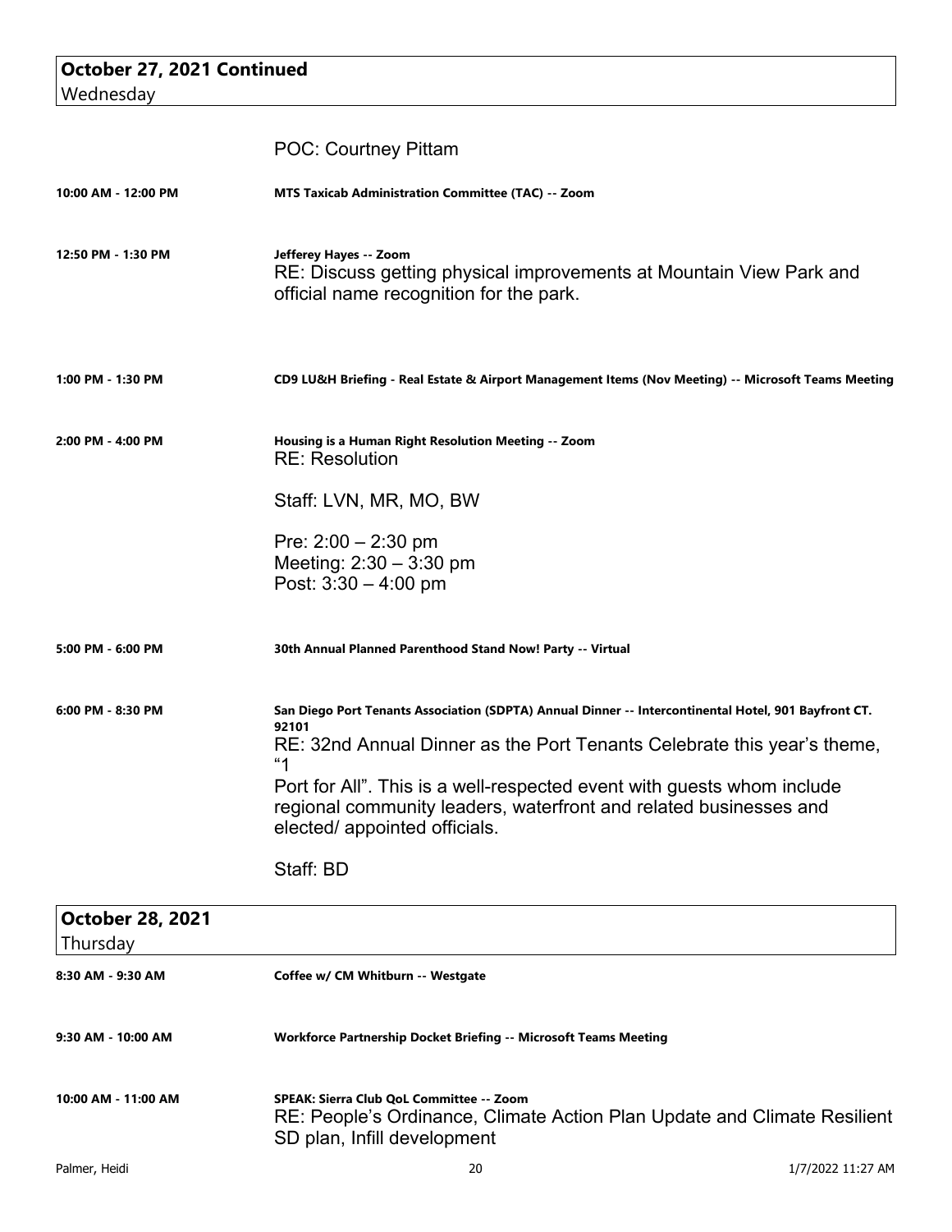## October 27, 2021 Continued

Wednesday

POC: Courtney Pittam

**10:00 AM - 12:00 PM** — **MTS Taxicab Administration Committee (TAC) -- Zoom**

**12:50 PM - 1:30 PM** — **Jefferey Hayes -- Zoom**

RE: Discuss getting physical improvements at Mountain View Park and official name recognition for the park.

**1:00 PM - 1:30 PM** — **CD9 LU&H Briefing - Real Estate & Airport Management Items (Nov Meeting) -- Microsoft Teams Meeting**

**2:00 PM - 4:00 PM** — **Housing is a Human Right Resolution Meeting -- Zoom**

RE: Resolution

Staff: LVN, MR, MO, BW

Pre: 2:00 – 2:30 pm
Meeting: 2:30 – 3:30 pm
Post: 3:30 – 4:00 pm

**5:00 PM - 6:00 PM** — **30th Annual Planned Parenthood Stand Now! Party -- Virtual**

**6:00 PM - 8:30 PM** — **San Diego Port Tenants Association (SDPTA) Annual Dinner -- Intercontinental Hotel, 901 Bayfront CT. 92101**

RE: 32nd Annual Dinner as the Port Tenants Celebrate this year's theme, "1
Port for All". This is a well-respected event with guests whom include regional community leaders, waterfront and related businesses and elected/ appointed officials.

Staff: BD

## October 28, 2021

Thursday

**8:30 AM - 9:30 AM** — **Coffee w/ CM Whitburn -- Westgate**

**9:30 AM - 10:00 AM** — **Workforce Partnership Docket Briefing -- Microsoft Teams Meeting**

**10:00 AM - 11:00 AM** — **SPEAK: Sierra Club QoL Committee -- Zoom**

RE: People's Ordinance, Climate Action Plan Update and Climate Resilient SD plan, Infill development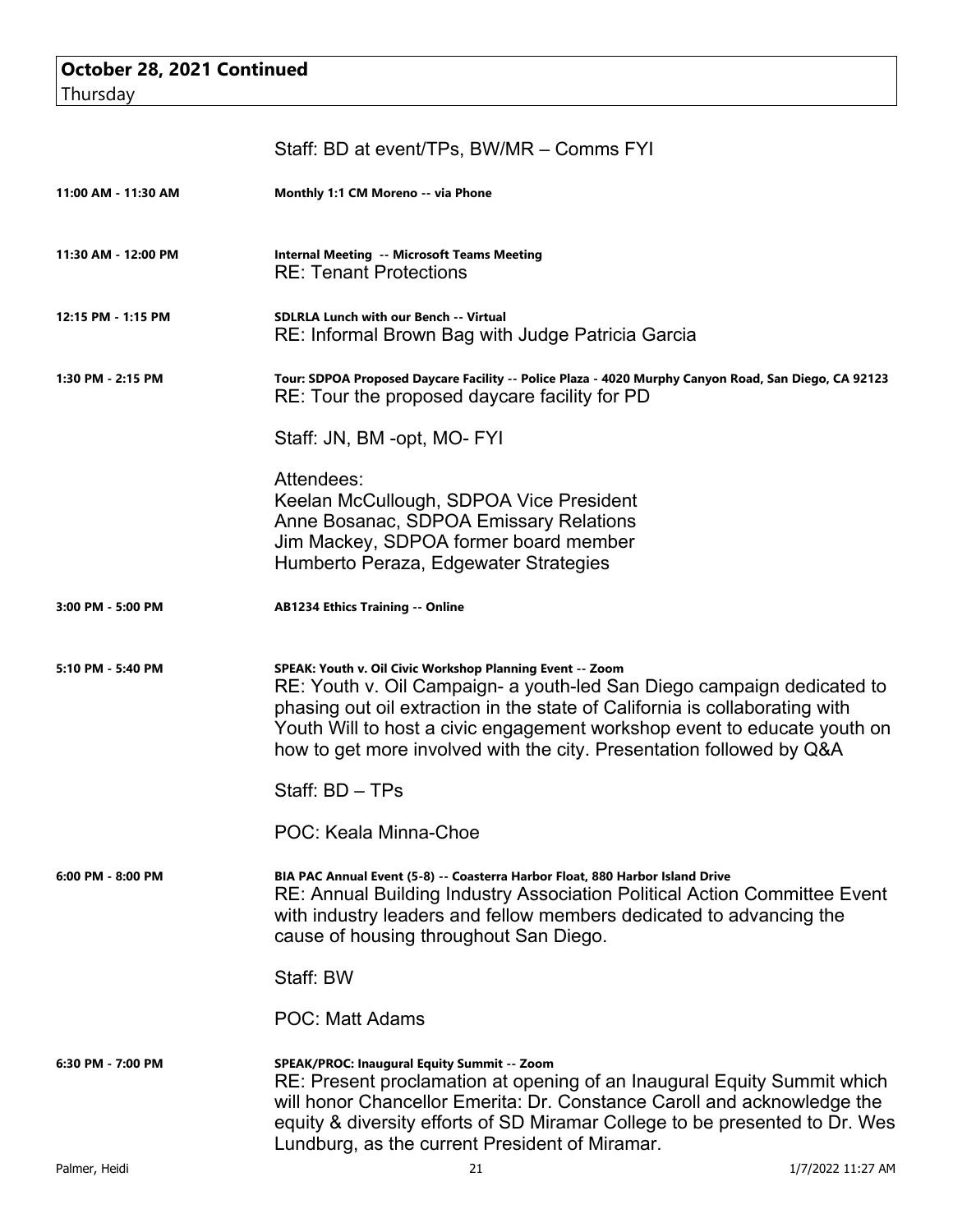**October 28, 2021 Continued**
Thursday

Staff: BD at event/TPs, BW/MR – Comms FYI

**11:00 AM - 11:30 AM** — **Monthly 1:1 CM Moreno -- via Phone**

**11:30 AM - 12:00 PM** — **Internal Meeting -- Microsoft Teams Meeting**
RE: Tenant Protections

**12:15 PM - 1:15 PM** — **SDLRLA Lunch with our Bench -- Virtual**
RE: Informal Brown Bag with Judge Patricia Garcia

**1:30 PM - 2:15 PM** — **Tour: SDPOA Proposed Daycare Facility -- Police Plaza - 4020 Murphy Canyon Road, San Diego, CA 92123**
RE: Tour the proposed daycare facility for PD

Staff: JN, BM -opt, MO- FYI

Attendees:
Keelan McCullough, SDPOA Vice President
Anne Bosanac, SDPOA Emissary Relations
Jim Mackey, SDPOA former board member
Humberto Peraza, Edgewater Strategies

**3:00 PM - 5:00 PM** — **AB1234 Ethics Training -- Online**

**5:10 PM - 5:40 PM** — **SPEAK: Youth v. Oil Civic Workshop Planning Event -- Zoom**
RE: Youth v. Oil Campaign- a youth-led San Diego campaign dedicated to phasing out oil extraction in the state of California is collaborating with Youth Will to host a civic engagement workshop event to educate youth on how to get more involved with the city. Presentation followed by Q&A

Staff: BD – TPs

POC: Keala Minna-Choe

**6:00 PM - 8:00 PM** — **BIA PAC Annual Event (5-8) -- Coasterra Harbor Float, 880 Harbor Island Drive**
RE: Annual Building Industry Association Political Action Committee Event with industry leaders and fellow members dedicated to advancing the cause of housing throughout San Diego.

Staff: BW

POC: Matt Adams

**6:30 PM - 7:00 PM** — **SPEAK/PROC: Inaugural Equity Summit -- Zoom**
RE: Present proclamation at opening of an Inaugural Equity Summit which will honor Chancellor Emerita: Dr. Constance Caroll and acknowledge the equity & diversity efforts of SD Miramar College to be presented to Dr. Wes Lundburg, as the current President of Miramar.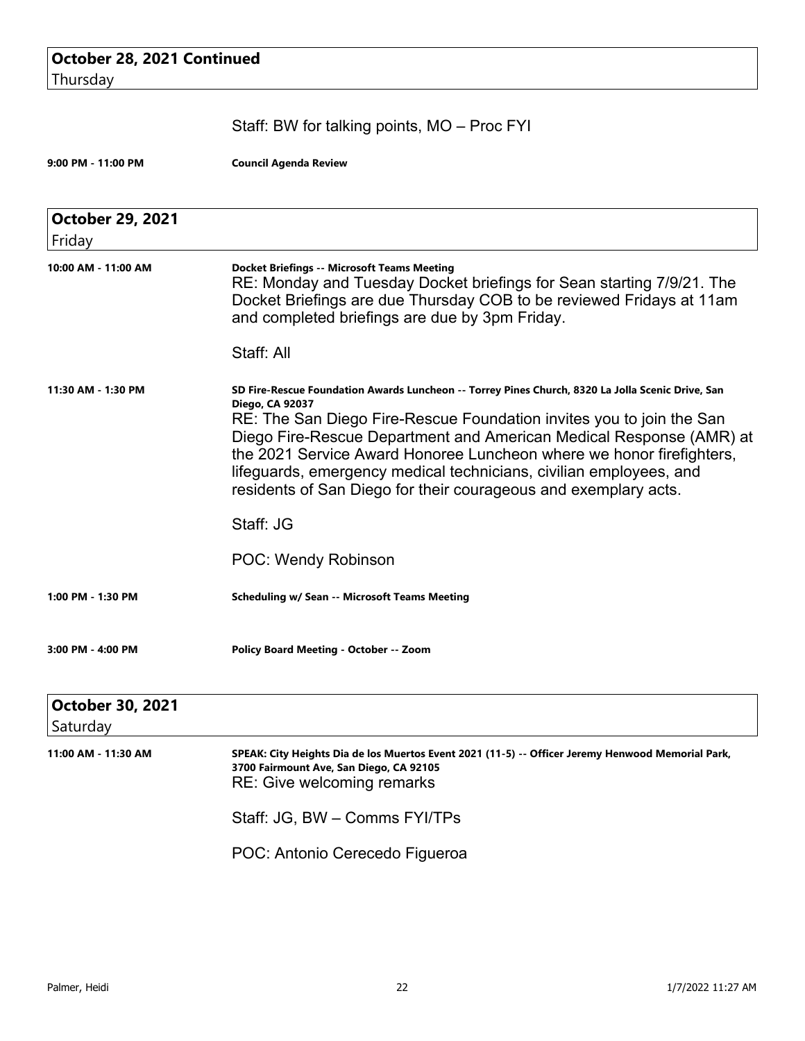## October 28, 2021 Continued

Thursday

Staff: BW for talking points, MO – Proc FYI

**9:00 PM - 11:00 PM** — **Council Agenda Review**

## October 29, 2021

Friday

**10:00 AM - 11:00 AM** — **Docket Briefings -- Microsoft Teams Meeting**

RE: Monday and Tuesday Docket briefings for Sean starting 7/9/21. The Docket Briefings are due Thursday COB to be reviewed Fridays at 11am and completed briefings are due by 3pm Friday.

Staff: All

**11:30 AM - 1:30 PM** — **SD Fire-Rescue Foundation Awards Luncheon -- Torrey Pines Church, 8320 La Jolla Scenic Drive, San Diego, CA 92037**

RE: The San Diego Fire-Rescue Foundation invites you to join the San Diego Fire-Rescue Department and American Medical Response (AMR) at the 2021 Service Award Honoree Luncheon where we honor firefighters, lifeguards, emergency medical technicians, civilian employees, and residents of San Diego for their courageous and exemplary acts.

Staff: JG

POC: Wendy Robinson

**1:00 PM - 1:30 PM** — **Scheduling w/ Sean -- Microsoft Teams Meeting**

**3:00 PM - 4:00 PM** — **Policy Board Meeting - October -- Zoom**

## October 30, 2021

Saturday

**11:00 AM - 11:30 AM** — **SPEAK: City Heights Dia de los Muertos Event 2021 (11-5) -- Officer Jeremy Henwood Memorial Park, 3700 Fairmount Ave, San Diego, CA 92105**

RE: Give welcoming remarks

Staff: JG, BW – Comms FYI/TPs

POC: Antonio Cerecedo Figueroa